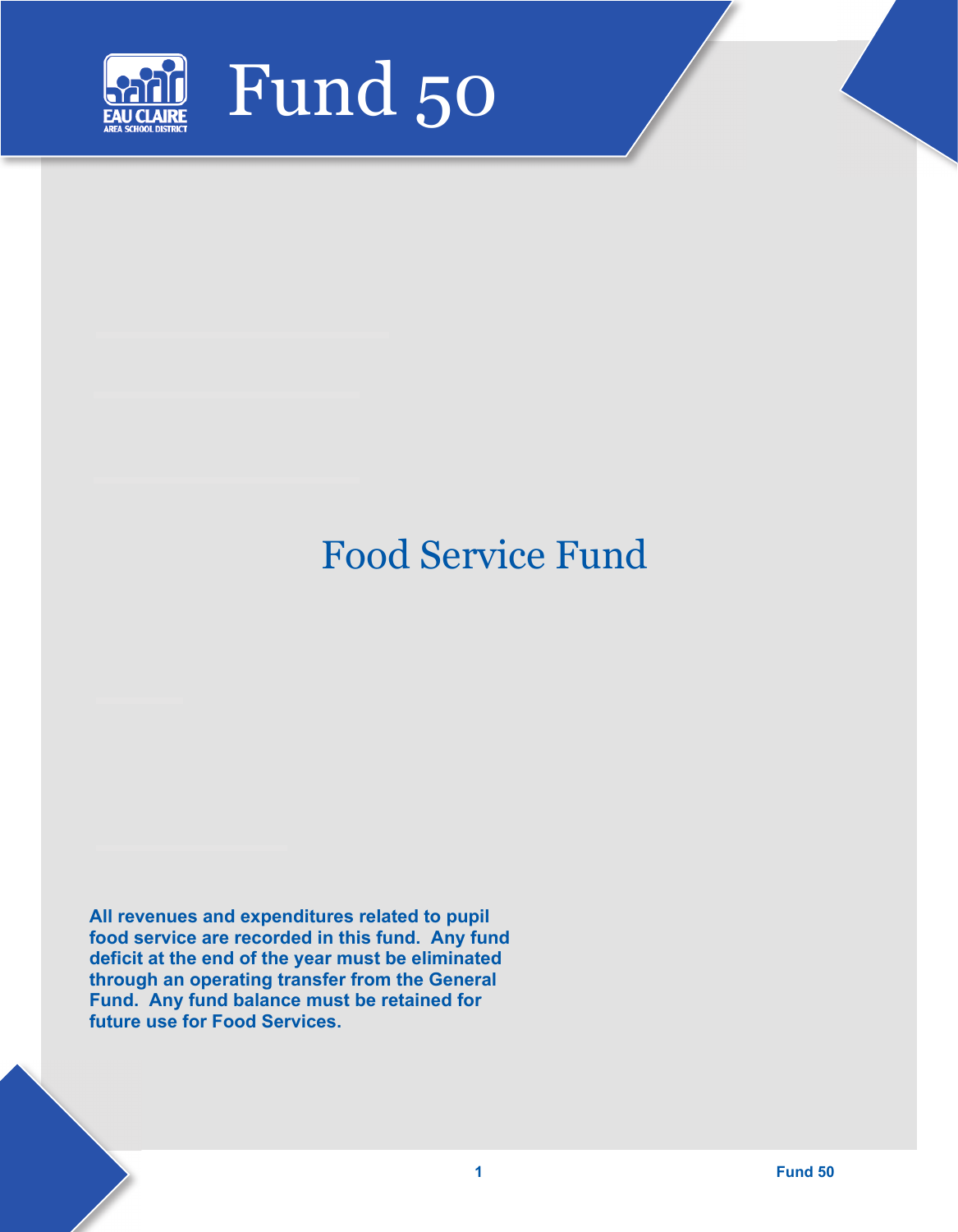# Fund 50

## Food Service Fund

**All revenues and expenditures related to pupil food service are recorded in this fund. Any fund deficit at the end of the year must be eliminated through an operating transfer from the General Fund. Any fund balance must be retained for future use for Food Services.**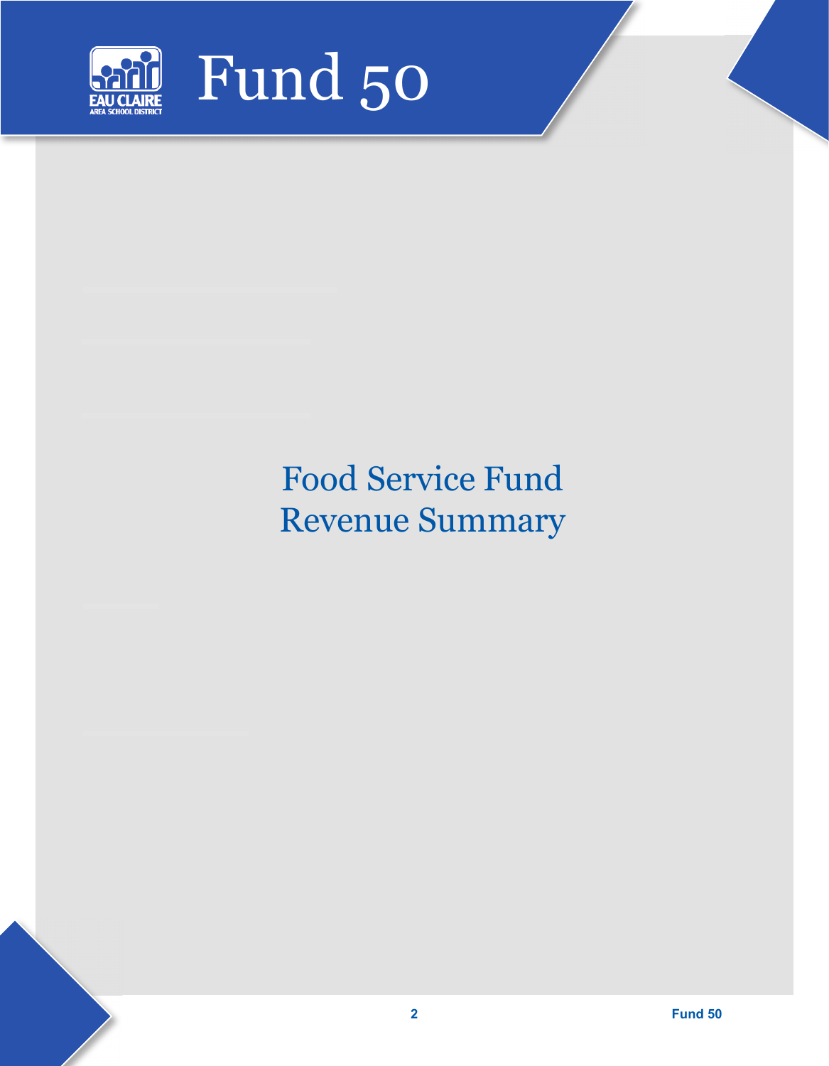# Fund 50

## Food Service Fund Revenue Summary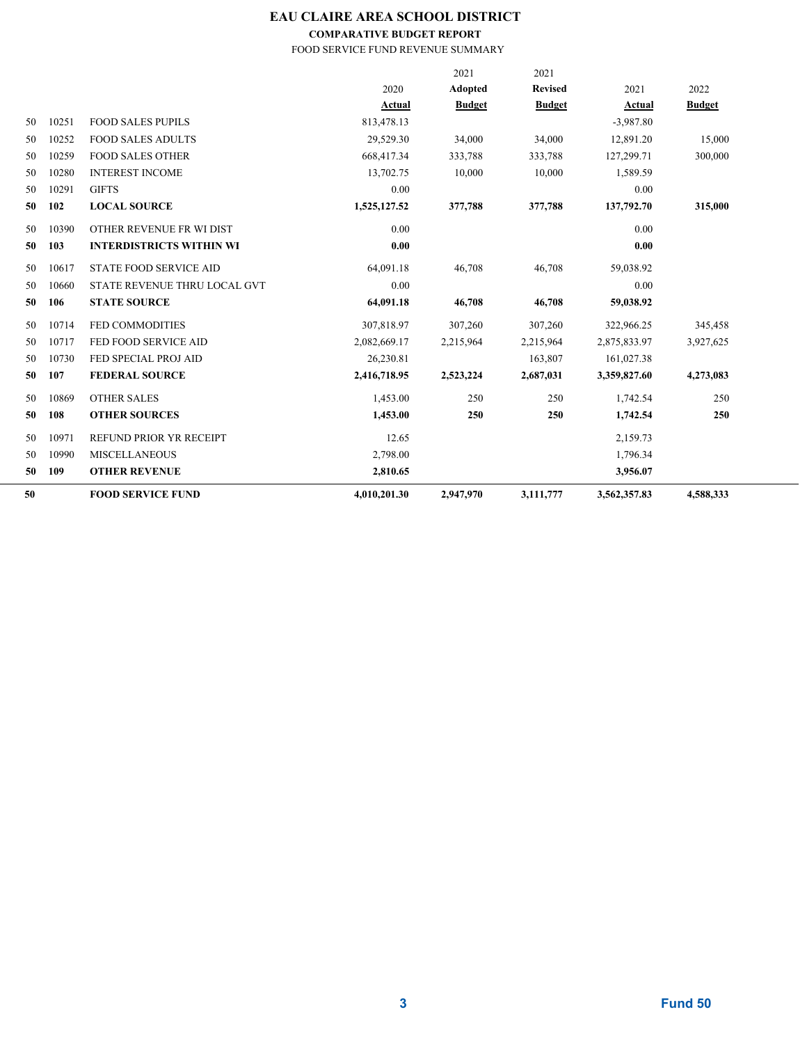# EAU CLAIRE AREA SCHOOL DISTRICT

## COMPARATIVE BUDGET REPORT

FOOD SERVICE FUND REVENUE SUMMARY

| | | | 2020 Actual | 2021 Adopted Budget | 2021 Revised Budget | 2021 Actual | 2022 Budget |
|---|---|---|---|---|---|---|---|
| 50 | 10251 | FOOD SALES PUPILS | 813,478.13 | | | -3,987.80 | |
| 50 | 10252 | FOOD SALES ADULTS | 29,529.30 | 34,000 | 34,000 | 12,891.20 | 15,000 |
| 50 | 10259 | FOOD SALES OTHER | 668,417.34 | 333,788 | 333,788 | 127,299.71 | 300,000 |
| 50 | 10280 | INTEREST INCOME | 13,702.75 | 10,000 | 10,000 | 1,589.59 | |
| 50 | 10291 | GIFTS | 0.00 | | | 0.00 | |
| **50** | **102** | **LOCAL SOURCE** | **1,525,127.52** | **377,788** | **377,788** | **137,792.70** | **315,000** |
| 50 | 10390 | OTHER REVENUE FR WI DIST | 0.00 | | | 0.00 | |
| **50** | **103** | **INTERDISTRICTS WITHIN WI** | **0.00** | | | **0.00** | |
| 50 | 10617 | STATE FOOD SERVICE AID | 64,091.18 | 46,708 | 46,708 | 59,038.92 | |
| 50 | 10660 | STATE REVENUE THRU LOCAL GVT | 0.00 | | | 0.00 | |
| **50** | **106** | **STATE SOURCE** | **64,091.18** | **46,708** | **46,708** | **59,038.92** | |
| 50 | 10714 | FED COMMODITIES | 307,818.97 | 307,260 | 307,260 | 322,966.25 | 345,458 |
| 50 | 10717 | FED FOOD SERVICE AID | 2,082,669.17 | 2,215,964 | 2,215,964 | 2,875,833.97 | 3,927,625 |
| 50 | 10730 | FED SPECIAL PROJ AID | 26,230.81 | | 163,807 | 161,027.38 | |
| **50** | **107** | **FEDERAL SOURCE** | **2,416,718.95** | **2,523,224** | **2,687,031** | **3,359,827.60** | **4,273,083** |
| 50 | 10869 | OTHER SALES | 1,453.00 | 250 | 250 | 1,742.54 | 250 |
| **50** | **108** | **OTHER SOURCES** | **1,453.00** | **250** | **250** | **1,742.54** | **250** |
| 50 | 10971 | REFUND PRIOR YR RECEIPT | 12.65 | | | 2,159.73 | |
| 50 | 10990 | MISCELLANEOUS | 2,798.00 | | | 1,796.34 | |
| **50** | **109** | **OTHER REVENUE** | **2,810.65** | | | **3,956.07** | |
| **50** | | **FOOD SERVICE FUND** | **4,010,201.30** | **2,947,970** | **3,111,777** | **3,562,357.83** | **4,588,333** |

Fund 50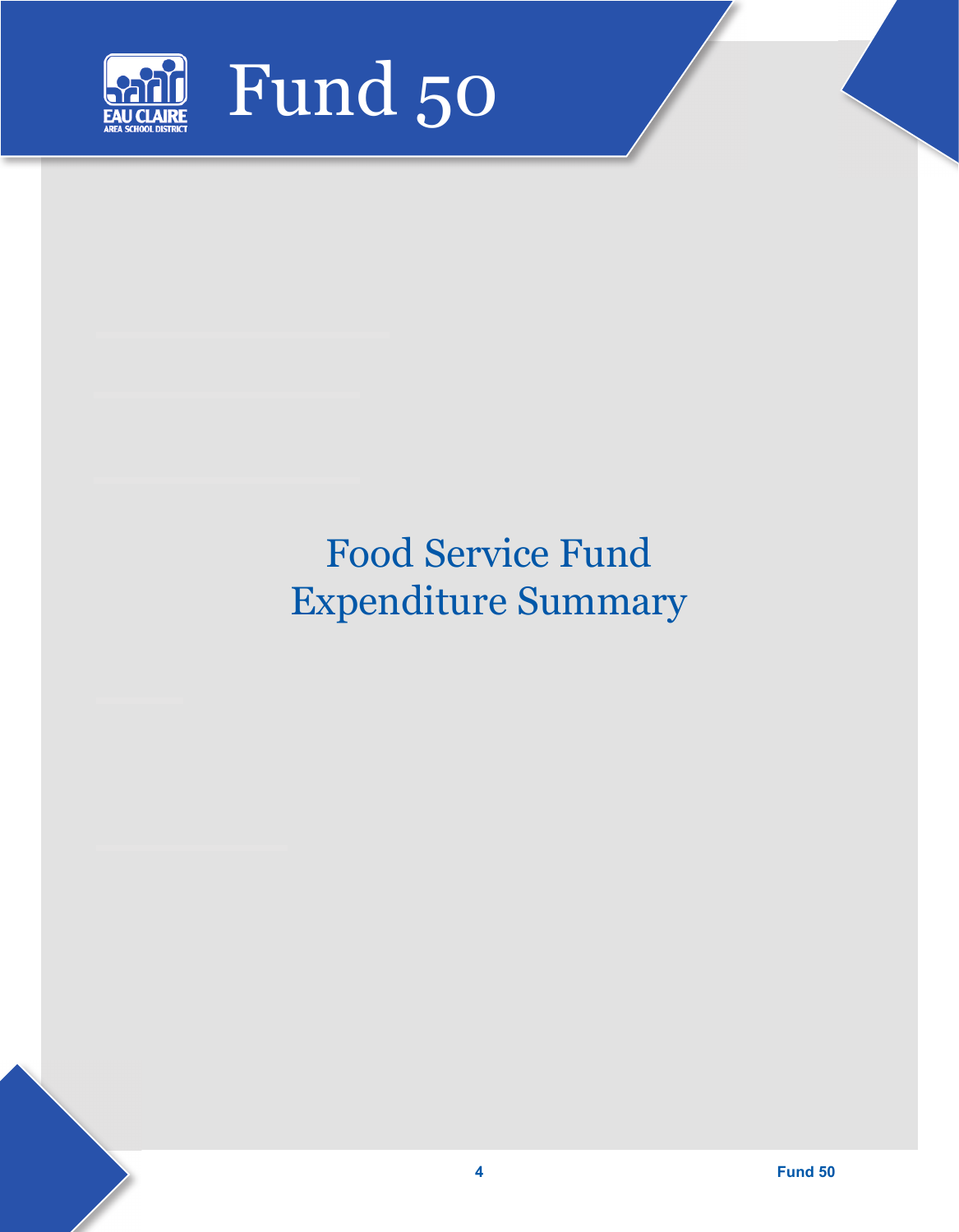# Fund 50

## Food Service Fund Expenditure Summary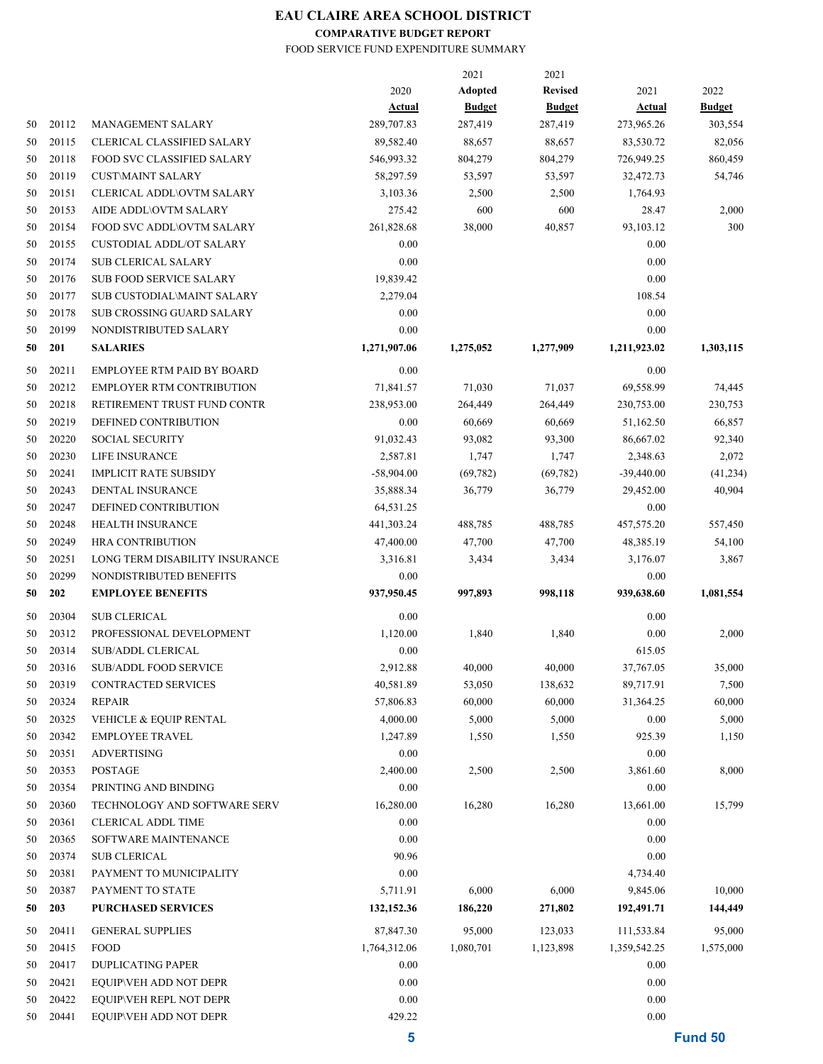# EAU CLAIRE AREA SCHOOL DISTRICT

**COMPARATIVE BUDGET REPORT**

FOOD SERVICE FUND EXPENDITURE SUMMARY

| | | | 2020 Actual | 2021 Adopted Budget | 2021 Revised Budget | 2021 Actual | 2022 Budget |
|---|---|---|---|---|---|---|---|
| 50 | 20112 | MANAGEMENT SALARY | 289,707.83 | 287,419 | 287,419 | 273,965.26 | 303,554 |
| 50 | 20115 | CLERICAL CLASSIFIED SALARY | 89,582.40 | 88,657 | 88,657 | 83,530.72 | 82,056 |
| 50 | 20118 | FOOD SVC CLASSIFIED SALARY | 546,993.32 | 804,279 | 804,279 | 726,949.25 | 860,459 |
| 50 | 20119 | CUST\MAINT SALARY | 58,297.59 | 53,597 | 53,597 | 32,472.73 | 54,746 |
| 50 | 20151 | CLERICAL ADDL\OVTM SALARY | 3,103.36 | 2,500 | 2,500 | 1,764.93 | |
| 50 | 20153 | AIDE ADDL\OVTM SALARY | 275.42 | 600 | 600 | 28.47 | 2,000 |
| 50 | 20154 | FOOD SVC ADDL\OVTM SALARY | 261,828.68 | 38,000 | 40,857 | 93,103.12 | 300 |
| 50 | 20155 | CUSTODIAL ADDL/OT SALARY | 0.00 | | | 0.00 | |
| 50 | 20174 | SUB CLERICAL SALARY | 0.00 | | | 0.00 | |
| 50 | 20176 | SUB FOOD SERVICE SALARY | 19,839.42 | | | 0.00 | |
| 50 | 20177 | SUB CUSTODIAL\MAINT SALARY | 2,279.04 | | | 108.54 | |
| 50 | 20178 | SUB CROSSING GUARD SALARY | 0.00 | | | 0.00 | |
| 50 | 20199 | NONDISTRIBUTED SALARY | 0.00 | | | 0.00 | |
| **50** | **201** | **SALARIES** | **1,271,907.06** | **1,275,052** | **1,277,909** | **1,211,923.02** | **1,303,115** |
| 50 | 20211 | EMPLOYEE RTM PAID BY BOARD | 0.00 | | | 0.00 | |
| 50 | 20212 | EMPLOYER RTM CONTRIBUTION | 71,841.57 | 71,030 | 71,037 | 69,558.99 | 74,445 |
| 50 | 20218 | RETIREMENT TRUST FUND CONTR | 238,953.00 | 264,449 | 264,449 | 230,753.00 | 230,753 |
| 50 | 20219 | DEFINED CONTRIBUTION | 0.00 | 60,669 | 60,669 | 51,162.50 | 66,857 |
| 50 | 20220 | SOCIAL SECURITY | 91,032.43 | 93,082 | 93,300 | 86,667.02 | 92,340 |
| 50 | 20230 | LIFE INSURANCE | 2,587.81 | 1,747 | 1,747 | 2,348.63 | 2,072 |
| 50 | 20241 | IMPLICIT RATE SUBSIDY | -58,904.00 | (69,782) | (69,782) | -39,440.00 | (41,234) |
| 50 | 20243 | DENTAL INSURANCE | 35,888.34 | 36,779 | 36,779 | 29,452.00 | 40,904 |
| 50 | 20247 | DEFINED CONTRIBUTION | 64,531.25 | | | 0.00 | |
| 50 | 20248 | HEALTH INSURANCE | 441,303.24 | 488,785 | 488,785 | 457,575.20 | 557,450 |
| 50 | 20249 | HRA CONTRIBUTION | 47,400.00 | 47,700 | 47,700 | 48,385.19 | 54,100 |
| 50 | 20251 | LONG TERM DISABILITY INSURANCE | 3,316.81 | 3,434 | 3,434 | 3,176.07 | 3,867 |
| 50 | 20299 | NONDISTRIBUTED BENEFITS | 0.00 | | | 0.00 | |
| **50** | **202** | **EMPLOYEE BENEFITS** | **937,950.45** | **997,893** | **998,118** | **939,638.60** | **1,081,554** |
| 50 | 20304 | SUB CLERICAL | 0.00 | | | 0.00 | |
| 50 | 20312 | PROFESSIONAL DEVELOPMENT | 1,120.00 | 1,840 | 1,840 | 0.00 | 2,000 |
| 50 | 20314 | SUB/ADDL CLERICAL | 0.00 | | | 615.05 | |
| 50 | 20316 | SUB/ADDL FOOD SERVICE | 2,912.88 | 40,000 | 40,000 | 37,767.05 | 35,000 |
| 50 | 20319 | CONTRACTED SERVICES | 40,581.89 | 53,050 | 138,632 | 89,717.91 | 7,500 |
| 50 | 20324 | REPAIR | 57,806.83 | 60,000 | 60,000 | 31,364.25 | 60,000 |
| 50 | 20325 | VEHICLE & EQUIP RENTAL | 4,000.00 | 5,000 | 5,000 | 0.00 | 5,000 |
| 50 | 20342 | EMPLOYEE TRAVEL | 1,247.89 | 1,550 | 1,550 | 925.39 | 1,150 |
| 50 | 20351 | ADVERTISING | 0.00 | | | 0.00 | |
| 50 | 20353 | POSTAGE | 2,400.00 | 2,500 | 2,500 | 3,861.60 | 8,000 |
| 50 | 20354 | PRINTING AND BINDING | 0.00 | | | 0.00 | |
| 50 | 20360 | TECHNOLOGY AND SOFTWARE SERV | 16,280.00 | 16,280 | 16,280 | 13,661.00 | 15,799 |
| 50 | 20361 | CLERICAL ADDL TIME | 0.00 | | | 0.00 | |
| 50 | 20365 | SOFTWARE MAINTENANCE | 0.00 | | | 0.00 | |
| 50 | 20374 | SUB CLERICAL | 90.96 | | | 0.00 | |
| 50 | 20381 | PAYMENT TO MUNICIPALITY | 0.00 | | | 4,734.40 | |
| 50 | 20387 | PAYMENT TO STATE | 5,711.91 | 6,000 | 6,000 | 9,845.06 | 10,000 |
| **50** | **203** | **PURCHASED SERVICES** | **132,152.36** | **186,220** | **271,802** | **192,491.71** | **144,449** |
| 50 | 20411 | GENERAL SUPPLIES | 87,847.30 | 95,000 | 123,033 | 111,533.84 | 95,000 |
| 50 | 20415 | FOOD | 1,764,312.06 | 1,080,701 | 1,123,898 | 1,359,542.25 | 1,575,000 |
| 50 | 20417 | DUPLICATING PAPER | 0.00 | | | 0.00 | |
| 50 | 20421 | EQUIP\VEH ADD NOT DEPR | 0.00 | | | 0.00 | |
| 50 | 20422 | EQUIP\VEH REPL NOT DEPR | 0.00 | | | 0.00 | |
| 50 | 20441 | EQUIP\VEH ADD NOT DEPR | 429.22 | | | 0.00 | |

Fund 50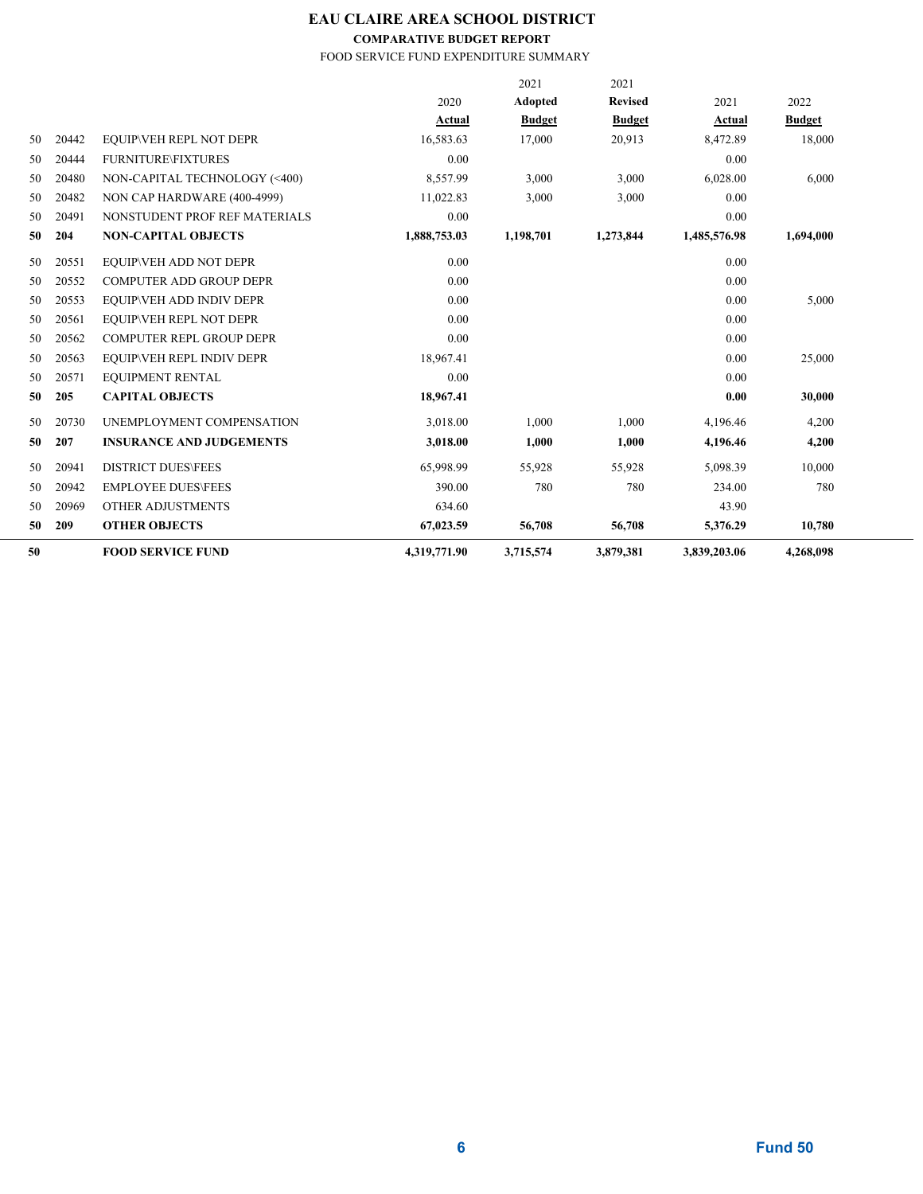# EAU CLAIRE AREA SCHOOL DISTRICT

## COMPARATIVE BUDGET REPORT

FOOD SERVICE FUND EXPENDITURE SUMMARY

| | | | 2020 Actual | 2021 Adopted Budget | 2021 Revised Budget | 2021 Actual | 2022 Budget |
|---|---|---|---|---|---|---|---|
| 50 | 20442 | EQUIP\VEH REPL NOT DEPR | 16,583.63 | 17,000 | 20,913 | 8,472.89 | 18,000 |
| 50 | 20444 | FURNITURE\FIXTURES | 0.00 | | | 0.00 | |
| 50 | 20480 | NON-CAPITAL TECHNOLOGY (<400) | 8,557.99 | 3,000 | 3,000 | 6,028.00 | 6,000 |
| 50 | 20482 | NON CAP HARDWARE (400-4999) | 11,022.83 | 3,000 | 3,000 | 0.00 | |
| 50 | 20491 | NONSTUDENT PROF REF MATERIALS | 0.00 | | | 0.00 | |
| **50** | **204** | **NON-CAPITAL OBJECTS** | **1,888,753.03** | **1,198,701** | **1,273,844** | **1,485,576.98** | **1,694,000** |
| 50 | 20551 | EQUIP\VEH ADD NOT DEPR | 0.00 | | | 0.00 | |
| 50 | 20552 | COMPUTER ADD GROUP DEPR | 0.00 | | | 0.00 | |
| 50 | 20553 | EQUIP\VEH ADD INDIV DEPR | 0.00 | | | 0.00 | 5,000 |
| 50 | 20561 | EQUIP\VEH REPL NOT DEPR | 0.00 | | | 0.00 | |
| 50 | 20562 | COMPUTER REPL GROUP DEPR | 0.00 | | | 0.00 | |
| 50 | 20563 | EQUIP\VEH REPL INDIV DEPR | 18,967.41 | | | 0.00 | 25,000 |
| 50 | 20571 | EQUIPMENT RENTAL | 0.00 | | | 0.00 | |
| **50** | **205** | **CAPITAL OBJECTS** | **18,967.41** | | | **0.00** | **30,000** |
| 50 | 20730 | UNEMPLOYMENT COMPENSATION | 3,018.00 | 1,000 | 1,000 | 4,196.46 | 4,200 |
| **50** | **207** | **INSURANCE AND JUDGEMENTS** | **3,018.00** | **1,000** | **1,000** | **4,196.46** | **4,200** |
| 50 | 20941 | DISTRICT DUES\FEES | 65,998.99 | 55,928 | 55,928 | 5,098.39 | 10,000 |
| 50 | 20942 | EMPLOYEE DUES\FEES | 390.00 | 780 | 780 | 234.00 | 780 |
| 50 | 20969 | OTHER ADJUSTMENTS | 634.60 | | | 43.90 | |
| **50** | **209** | **OTHER OBJECTS** | **67,023.59** | **56,708** | **56,708** | **5,376.29** | **10,780** |
| **50** | | **FOOD SERVICE FUND** | **4,319,771.90** | **3,715,574** | **3,879,381** | **3,839,203.06** | **4,268,098** |

Fund 50